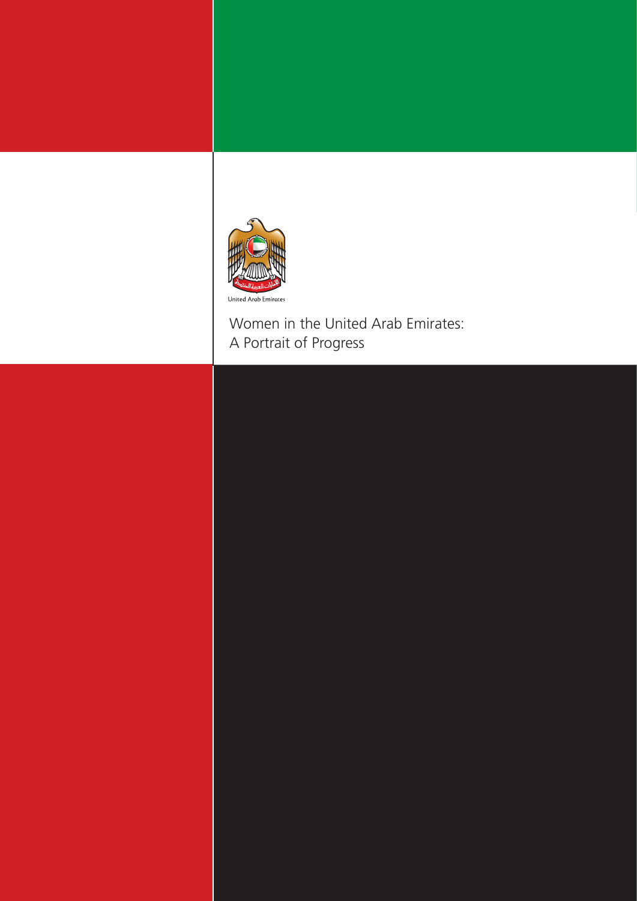United Arab Emirates

# Women in the United Arab Emirates: A Portrait of Progress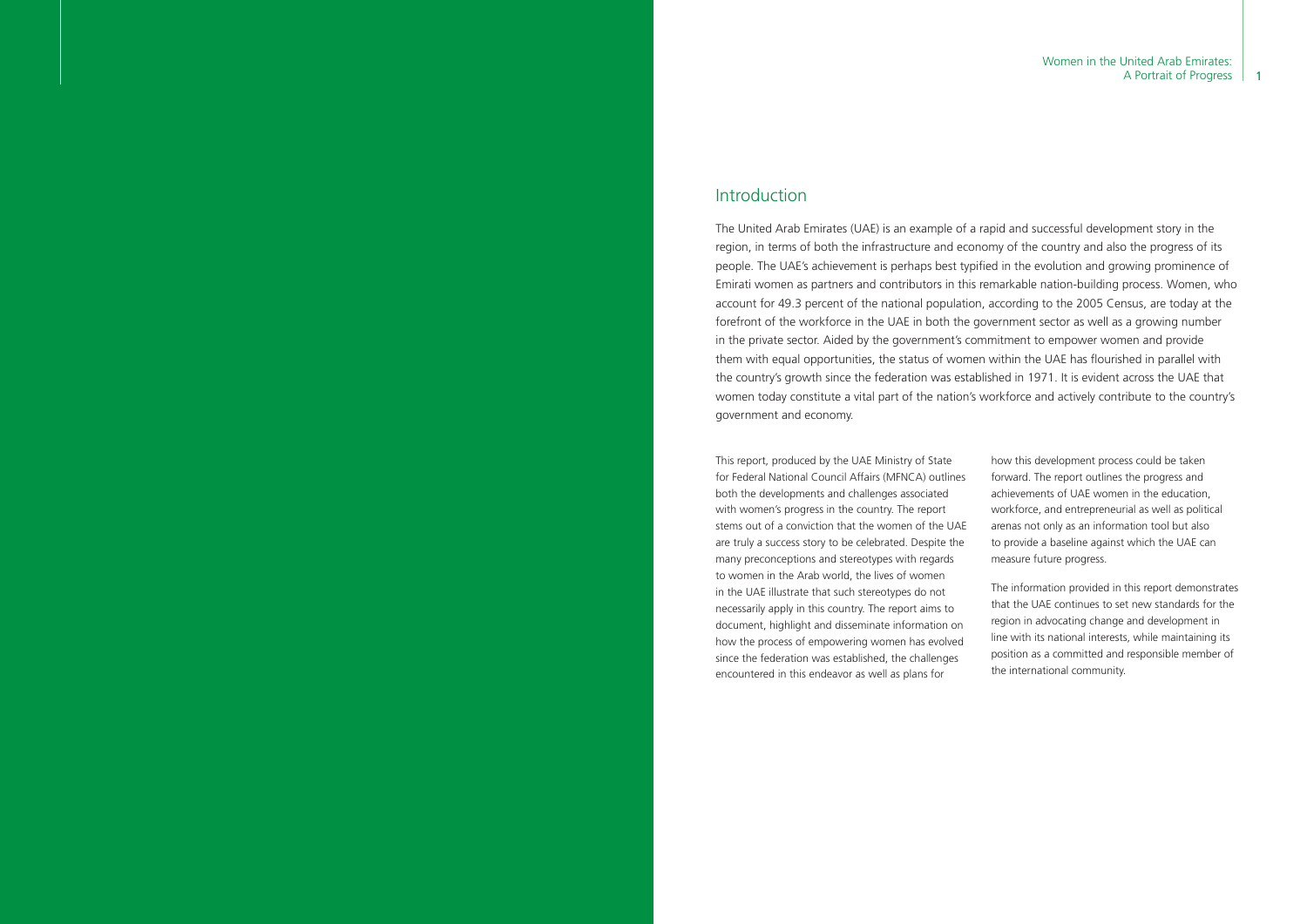## Introduction

The United Arab Emirates (UAE) is an example of a rapid and successful development story in the region, in terms of both the infrastructure and economy of the country and also the progress of its people. The UAE's achievement is perhaps best typified in the evolution and growing prominence of Emirati women as partners and contributors in this remarkable nation-building process. Women, who account for 49.3 percent of the national population, according to the 2005 Census, are today at the forefront of the workforce in the UAE in both the government sector as well as a growing number in the private sector. Aided by the government's commitment to empower women and provide them with equal opportunities, the status of women within the UAE has flourished in parallel with the country's growth since the federation was established in 1971. It is evident across the UAE that women today constitute a vital part of the nation's workforce and actively contribute to the country's government and economy.

This report, produced by the UAE Ministry of State for Federal National Council Affairs (MFNCA) outlines both the developments and challenges associated with women's progress in the country. The report stems out of a conviction that the women of the UAE are truly a success story to be celebrated. Despite the many preconceptions and stereotypes with regards to women in the Arab world, the lives of women in the UAE illustrate that such stereotypes do not necessarily apply in this country. The report aims to document, highlight and disseminate information on how the process of empowering women has evolved since the federation was established, the challenges encountered in this endeavor as well as plans for how this development process could be taken forward. The report outlines the progress and achievements of UAE women in the education, workforce, and entrepreneurial as well as political arenas not only as an information tool but also to provide a baseline against which the UAE can measure future progress.

The information provided in this report demonstrates that the UAE continues to set new standards for the region in advocating change and development in line with its national interests, while maintaining its position as a committed and responsible member of the international community.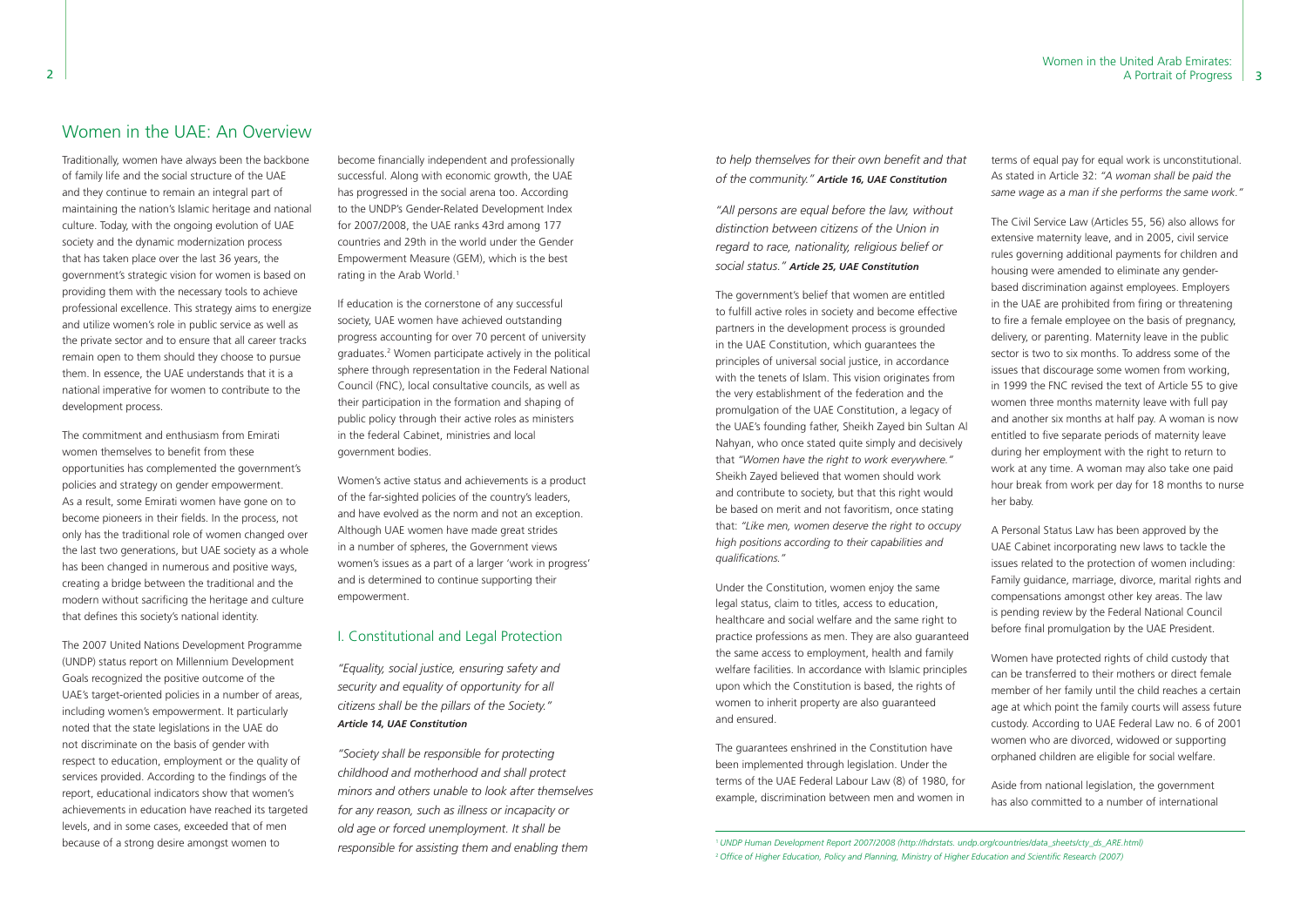## Women in the UAE: An Overview

Traditionally, women have always been the backbone of family life and the social structure of the UAE and they continue to remain an integral part of maintaining the nation's Islamic heritage and national culture. Today, with the ongoing evolution of UAE society and the dynamic modernization process that has taken place over the last 36 years, the government's strategic vision for women is based on providing them with the necessary tools to achieve professional excellence. This strategy aims to energize and utilize women's role in public service as well as the private sector and to ensure that all career tracks remain open to them should they choose to pursue them. In essence, the UAE understands that it is a national imperative for women to contribute to the development process.

The commitment and enthusiasm from Emirati women themselves to benefit from these opportunities has complemented the government's policies and strategy on gender empowerment. As a result, some Emirati women have gone on to become pioneers in their fields. In the process, not only has the traditional role of women changed over the last two generations, but UAE society as a whole has been changed in numerous and positive ways, creating a bridge between the traditional and the modern without sacrificing the heritage and culture that defines this society's national identity.

The 2007 United Nations Development Programme (UNDP) status report on Millennium Development Goals recognized the positive outcome of the UAE's target-oriented policies in a number of areas, including women's empowerment. It particularly noted that the state legislations in the UAE do not discriminate on the basis of gender with respect to education, employment or the quality of services provided. According to the findings of the report, educational indicators show that women's achievements in education have reached its targeted levels, and in some cases, exceeded that of men because of a strong desire amongst women to become financially independent and professionally successful. Along with economic growth, the UAE has progressed in the social arena too. According to the UNDP's Gender-Related Development Index for 2007/2008, the UAE ranks 43rd among 177 countries and 29th in the world under the Gender Empowerment Measure (GEM), which is the best rating in the Arab World.[1]

If education is the cornerstone of any successful society, UAE women have achieved outstanding progress accounting for over 70 percent of university graduates.[2] Women participate actively in the political sphere through representation in the Federal National Council (FNC), local consultative councils, as well as their participation in the formation and shaping of public policy through their active roles as ministers in the federal Cabinet, ministries and local government bodies.

Women's active status and achievements is a product of the far-sighted policies of the country's leaders, and have evolved as the norm and not an exception. Although UAE women have made great strides in a number of spheres, the Government views women's issues as a part of a larger 'work in progress' and is determined to continue supporting their empowerment.

### I. Constitutional and Legal Protection

*"Equality, social justice, ensuring safety and security and equality of opportunity for all citizens shall be the pillars of the Society."* ***Article 14, UAE Constitution***

*"Society shall be responsible for protecting childhood and motherhood and shall protect minors and others unable to look after themselves for any reason, such as illness or incapacity or old age or forced unemployment. It shall be responsible for assisting them and enabling them to help themselves for their own benefit and that of the community."* ***Article 16, UAE Constitution***

*"All persons are equal before the law, without distinction between citizens of the Union in regard to race, nationality, religious belief or social status."* ***Article 25, UAE Constitution***

The government's belief that women are entitled to fulfill active roles in society and become effective partners in the development process is grounded in the UAE Constitution, which guarantees the principles of universal social justice, in accordance with the tenets of Islam. This vision originates from the very establishment of the federation and the promulgation of the UAE Constitution, a legacy of the UAE's founding father, Sheikh Zayed bin Sultan Al Nahyan, who once stated quite simply and decisively that *"Women have the right to work everywhere."* Sheikh Zayed believed that women should work and contribute to society, but that this right would be based on merit and not favoritism, once stating that: *"Like men, women deserve the right to occupy high positions according to their capabilities and qualifications."*

Under the Constitution, women enjoy the same legal status, claim to titles, access to education, healthcare and social welfare and the same right to practice professions as men. They are also guaranteed the same access to employment, health and family welfare facilities. In accordance with Islamic principles upon which the Constitution is based, the rights of women to inherit property are also guaranteed and ensured.

The guarantees enshrined in the Constitution have been implemented through legislation. Under the terms of the UAE Federal Labour Law (8) of 1980, for example, discrimination between men and women in terms of equal pay for equal work is unconstitutional. As stated in Article 32: *"A woman shall be paid the same wage as a man if she performs the same work."*

The Civil Service Law (Articles 55, 56) also allows for extensive maternity leave, and in 2005, civil service rules governing additional payments for children and housing were amended to eliminate any gender-based discrimination against employees. Employers in the UAE are prohibited from firing or threatening to fire a female employee on the basis of pregnancy, delivery, or parenting. Maternity leave in the public sector is two to six months. To address some of the issues that discourage some women from working, in 1999 the FNC revised the text of Article 55 to give women three months maternity leave with full pay and another six months at half pay. A woman is now entitled to five separate periods of maternity leave during her employment with the right to return to work at any time. A woman may also take one paid hour break from work per day for 18 months to nurse her baby.

A Personal Status Law has been approved by the UAE Cabinet incorporating new laws to tackle the issues related to the protection of women including: Family guidance, marriage, divorce, marital rights and compensations amongst other key areas. The law is pending review by the Federal National Council before final promulgation by the UAE President.

Women have protected rights of child custody that can be transferred to their mothers or direct female member of her family until the child reaches a certain age at which point the family courts will assess future custody. According to UAE Federal Law no. 6 of 2001 women who are divorced, widowed or supporting orphaned children are eligible for social welfare.

Aside from national legislation, the government has also committed to a number of international

---

[1] *UNDP Human Development Report 2007/2008 (http://hdrstats. undp.org/countries/data_sheets/cty_ds_ARE.html)*

[2] *Office of Higher Education, Policy and Planning, Ministry of Higher Education and Scientific Research (2007)*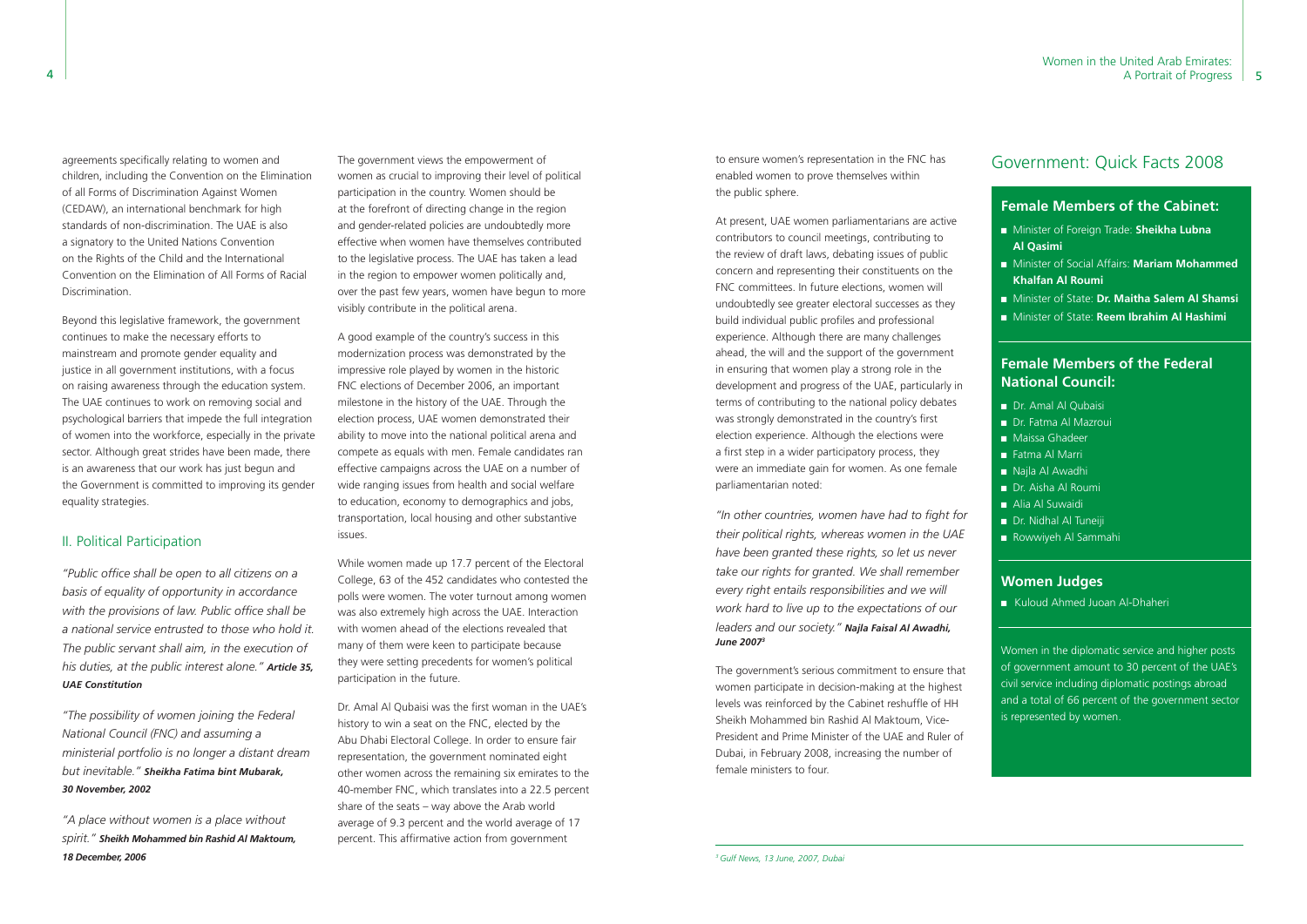agreements specifically relating to women and children, including the Convention on the Elimination of all Forms of Discrimination Against Women (CEDAW), an international benchmark for high standards of non-discrimination. The UAE is also a signatory to the United Nations Convention on the Rights of the Child and the International Convention on the Elimination of All Forms of Racial Discrimination.

Beyond this legislative framework, the government continues to make the necessary efforts to mainstream and promote gender equality and justice in all government institutions, with a focus on raising awareness through the education system. The UAE continues to work on removing social and psychological barriers that impede the full integration of women into the workforce, especially in the private sector. Although great strides have been made, there is an awareness that our work has just begun and the Government is committed to improving its gender equality strategies.

## II. Political Participation

*"Public office shall be open to all citizens on a basis of equality of opportunity in accordance with the provisions of law. Public office shall be a national service entrusted to those who hold it. The public servant shall aim, in the execution of his duties, at the public interest alone."* ***Article 35, UAE Constitution***

*"The possibility of women joining the Federal National Council (FNC) and assuming a ministerial portfolio is no longer a distant dream but inevitable."* ***Sheikha Fatima bint Mubarak, 30 November, 2002***

*"A place without women is a place without spirit."* ***Sheikh Mohammed bin Rashid Al Maktoum, 18 December, 2006***

The government views the empowerment of women as crucial to improving their level of political participation in the country. Women should be at the forefront of directing change in the region and gender-related policies are undoubtedly more effective when women have themselves contributed to the legislative process. The UAE has taken a lead in the region to empower women politically and, over the past few years, women have begun to more visibly contribute in the political arena.

A good example of the country's success in this modernization process was demonstrated by the impressive role played by women in the historic FNC elections of December 2006, an important milestone in the history of the UAE. Through the election process, UAE women demonstrated their ability to move into the national political arena and compete as equals with men. Female candidates ran effective campaigns across the UAE on a number of wide ranging issues from health and social welfare to education, economy to demographics and jobs, transportation, local housing and other substantive issues.

While women made up 17.7 percent of the Electoral College, 63 of the 452 candidates who contested the polls were women. The voter turnout among women was also extremely high across the UAE. Interaction with women ahead of the elections revealed that many of them were keen to participate because they were setting precedents for women's political participation in the future.

Dr. Amal Al Qubaisi was the first woman in the UAE's history to win a seat on the FNC, elected by the Abu Dhabi Electoral College. In order to ensure fair representation, the government nominated eight other women across the remaining six emirates to the 40-member FNC, which translates into a 22.5 percent share of the seats – way above the Arab world average of 9.3 percent and the world average of 17 percent. This affirmative action from government to ensure women's representation in the FNC has enabled women to prove themselves within the public sphere.

At present, UAE women parliamentarians are active contributors to council meetings, contributing to the review of draft laws, debating issues of public concern and representing their constituents on the FNC committees. In future elections, women will undoubtedly see greater electoral successes as they build individual public profiles and professional experience. Although there are many challenges ahead, the will and the support of the government in ensuring that women play a strong role in the development and progress of the UAE, particularly in terms of contributing to the national policy debates was strongly demonstrated in the country's first election experience. Although the elections were a first step in a wider participatory process, they were an important gain for women. As one female parliamentarian noted:

*"In other countries, women have had to fight for their political rights, whereas women in the UAE have been granted these rights, so let us never take our rights for granted. We shall remember every right entails responsibilities and we will work hard to live up to the expectations of our leaders and our society."* ***Najla Faisal Al Awadhi, June 2007***[3]

The government's serious commitment to ensure that women participate in decision-making at the highest levels was reinforced by the Cabinet reshuffle of HH Sheikh Mohammed bin Rashid Al Maktoum, Vice-President and Prime Minister of the UAE and Ruler of Dubai, in February 2008, increasing the number of female ministers to four.

[3] *Gulf News, 13 June, 2007, Dubai*

## Government: Quick Facts 2008

### Female Members of the Cabinet:

- Minister of Foreign Trade: **Sheikha Lubna Al Qasimi**
- Minister of Social Affairs: **Mariam Mohammed Khalfan Al Roumi**
- Minister of State: **Dr. Maitha Salem Al Shamsi**
- Minister of State: **Reem Ibrahim Al Hashimi**

### Female Members of the Federal National Council:

- Dr. Amal Al Qubaisi
- Dr. Fatma Al Mazroui
- Maissa Ghadeer
- Fatma Al Marri
- Najla Al Awadhi
- Dr. Aisha Al Roumi
- Alia Al Suwaidi
- Dr. Nidhal Al Tuneiji
- Rowwiyeh Al Sammahi

### Women Judges

- Kuloud Ahmed Juoan Al-Dhaheri

Women in the diplomatic service and higher posts of government amount to 30 percent of the UAE's civil service including diplomatic postings abroad and a total of 66 percent of the government sector is represented by women.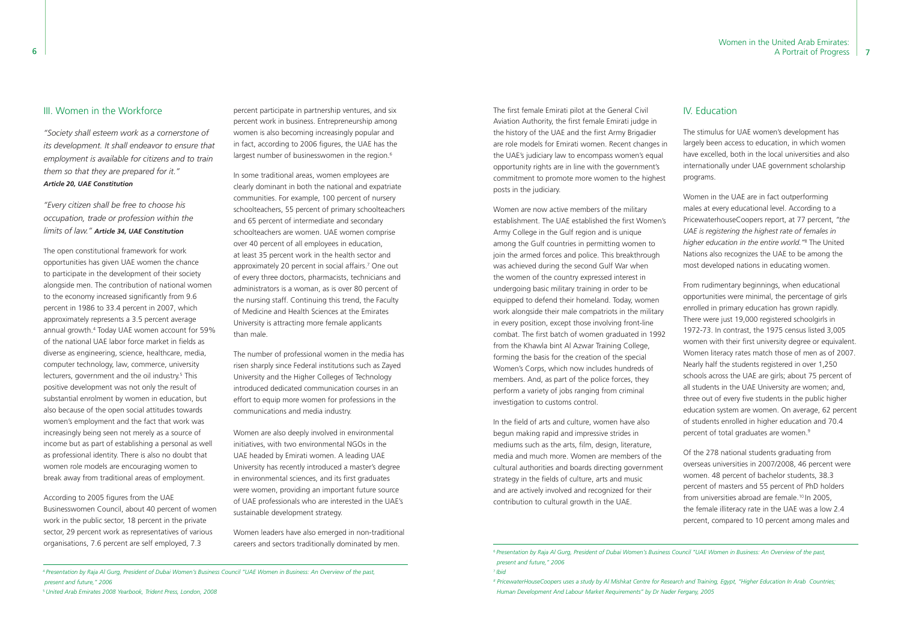## III. Women in the Workforce

*"Society shall esteem work as a cornerstone of its development. It shall endeavor to ensure that employment is available for citizens and to train them so that they are prepared for it."* ***Article 20, UAE Constitution***

*"Every citizen shall be free to choose his occupation, trade or profession within the limits of law."* ***Article 34, UAE Constitution***

The open constitutional framework for work opportunities has given UAE women the chance to participate in the development of their society alongside men. The contribution of national women to the economy increased significantly from 9.6 percent in 1986 to 33.4 percent in 2007, which approximately represents a 3.5 percent average annual growth.[4] Today UAE women account for 59% of the national UAE labor force market in fields as diverse as engineering, science, healthcare, media, computer technology, law, commerce, university lecturers, government and the oil industry.[5] This positive development was not only the result of substantial enrolment by women in education, but also because of the open social attitudes towards women's employment and the fact that work was increasingly being seen not merely as a source of income but as part of establishing a personal as well as professional identity. There is also no doubt that women role models are encouraging women to break away from traditional areas of employment.

According to 2005 figures from the UAE Businesswomen Council, about 40 percent of women work in the public sector, 18 percent in the private sector, 29 percent work as representatives of various organisations, 7.6 percent are self employed, 7.3 percent participate in partnership ventures, and six percent work in business. Entrepreneurship among women is also becoming increasingly popular and in fact, according to 2006 figures, the UAE has the largest number of businesswomen in the region.[6]

In some traditional areas, women employees are clearly dominant in both the national and expatriate communities. For example, 100 percent of nursery schoolteachers, 55 percent of primary schoolteachers and 65 percent of intermediate and secondary schoolteachers are women. UAE women comprise over 40 percent of all employees in education, at least 35 percent work in the health sector and approximately 20 percent in social affairs.[7] One out of every three doctors, pharmacists, technicians and administrators is a woman, as is over 80 percent of the nursing staff. Continuing this trend, the Faculty of Medicine and Health Sciences at the Emirates University is attracting more female applicants than male.

The number of professional women in the media has risen sharply since Federal institutions such as Zayed University and the Higher Colleges of Technology introduced dedicated communication courses in an effort to equip more women for professions in the communications and media industry.

Women are also deeply involved in environmental initiatives, with two environmental NGOs in the UAE headed by Emirati women. A leading UAE University has recently introduced a master's degree in environmental sciences, and its first graduates were women, providing an important future source of UAE professionals who are interested in the UAE's sustainable development strategy.

Women leaders have also emerged in non-traditional careers and sectors traditionally dominated by men. The first female Emirati pilot at the General Civil Aviation Authority, the first female Emirati judge in the history of the UAE and the first Army Brigadier are role models for Emirati women. Recent changes in the UAE's judiciary law to encompass women's equal opportunity rights are in line with the government's commitment to promote more women to the highest posts in the judiciary.

Women are now active members of the military establishment. The UAE established the first Women's Army College in the Gulf region and is unique among the Gulf countries in permitting women to join the armed forces and police. This breakthrough was achieved during the second Gulf War when the women of the country expressed interest in undergoing basic military training in order to be equipped to defend their homeland. Today, women work alongside their male compatriots in the military in every position, except those involving front-line combat. The first batch of women graduated in 1992 from the Khawla bint Al Azwar Training College, forming the basis for the creation of the special Women's Corps, which now includes hundreds of members. And, as part of the police forces, they perform a variety of jobs ranging from criminal investigation to customs control.

In the field of arts and culture, women have also begun making rapid and impressive strides in mediums such as the arts, film, design, literature, media and much more. Women are members of the cultural authorities and boards directing government strategy in the fields of culture, arts and music and are actively involved and recognized for their contribution to cultural growth in the UAE.

## IV. Education

The stimulus for UAE women's development has largely been access to education, in which women have excelled, both in the local universities and also internationally under UAE government scholarship programs.

Women in the UAE are in fact outperforming males at every educational level. According to a PricewaterhouseCoopers report, at 77 percent, *"the UAE is registering the highest rate of females in higher education in the entire world."*[8] The United Nations also recognizes the UAE to be among the most developed nations in educating women.

From rudimentary beginnings, when educational opportunities were minimal, the percentage of girls enrolled in primary education has grown rapidly. There were just 19,000 registered schoolgirls in 1972-73. In contrast, the 1975 census listed 3,005 women with their first university degree or equivalent. Women literacy rates match those of men as of 2007. Nearly half the students registered in over 1,250 schools across the UAE are girls; about 75 percent of all students in the UAE University are women; and, three out of every five students in the public higher education system are women. On average, 62 percent of students enrolled in higher education and 70.4 percent of total graduates are women.[9]

Of the 278 national students graduating from overseas universities in 2007/2008, 46 percent were women. 48 percent of bachelor students, 38.3 percent of masters and 55 percent of PhD holders from universities abroad are female.[10] In 2005, the female illiteracy rate in the UAE was a low 2.4 percent, compared to 10 percent among males and

---

[4] *Presentation by Raja Al Gurg, President of Dubai Women's Business Council "UAE Women in Business: An Overview of the past, present and future," 2006*

[5] *United Arab Emirates 2008 Yearbook, Trident Press, London, 2008*

[6] *Presentation by Raja Al Gurg, President of Dubai Women's Business Council "UAE Women in Business: An Overview of the past, present and future," 2006*

[7] *Ibid*

[8] *PricewaterHouseCoopers uses a study by Al Mishkat Centre for Research and Training, Egypt, "Higher Education In Arab Countries; Human Development And Labour Market Requirements" by Dr Nader Fergany, 2005*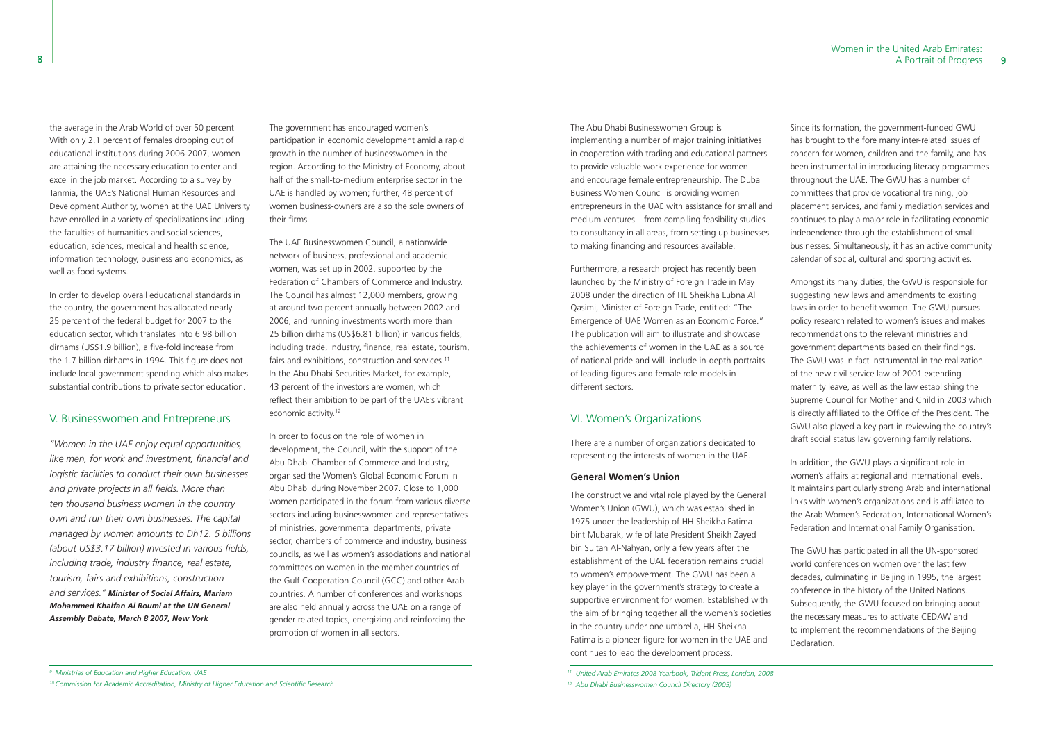the average in the Arab World of over 50 percent. With only 2.1 percent of females dropping out of educational institutions during 2006-2007, women are attaining the necessary education to enter and excel in the job market. According to a survey by Tanmia, the UAE's National Human Resources and Development Authority, women at the UAE University have enrolled in a variety of specializations including the faculties of humanities and social sciences, education, sciences, medical and health science, information technology, business and economics, as well as food systems.

In order to develop overall educational standards in the country, the government has allocated nearly 25 percent of the federal budget for 2007 to the education sector, which translates into 6.98 billion dirhams (US$1.9 billion), a five-fold increase from the 1.7 billion dirhams in 1994. This figure does not include local government spending which also makes substantial contributions to private sector education.

## V. Businesswomen and Entrepreneurs

*"Women in the UAE enjoy equal opportunities, like men, for work and investment, financial and logistic facilities to conduct their own businesses and private projects in all fields. More than ten thousand business women in the country own and run their own businesses. The capital managed by women amounts to Dh12. 5 billions (about US$3.17 billion) invested in various fields, including trade, industry finance, real estate, tourism, fairs and exhibitions, construction and services."* ***Minister of Social Affairs, Mariam Mohammed Khalfan Al Roumi at the UN General Assembly Debate, March 8 2007, New York***

The government has encouraged women's participation in economic development amid a rapid growth in the number of businesswomen in the region. According to the Ministry of Economy, about half of the small-to-medium enterprise sector in the UAE is handled by women; further, 48 percent of women business-owners are also the sole owners of their firms.

The UAE Businesswomen Council, a nationwide network of business, professional and academic women, was set up in 2002, supported by the Federation of Chambers of Commerce and Industry. The Council has almost 12,000 members, growing at around two percent annually between 2002 and 2006, and running investments worth more than 25 billion dirhams (US$6.81 billion) in various fields, including trade, industry, finance, real estate, tourism, fairs and exhibitions, construction and services.[11] In the Abu Dhabi Securities Market, for example, 43 percent of the investors are women, which reflect their ambition to be part of the UAE's vibrant economic activity.[12]

In order to focus on the role of women in development, the Council, with the support of the Abu Dhabi Chamber of Commerce and Industry, organised the Women's Global Economic Forum in Abu Dhabi during November 2007. Close to 1,000 women participated in the forum from various diverse sectors including businesswomen and representatives of ministries, governmental departments, private sector, chambers of commerce and industry, business councils, as well as women's associations and national committees on women in the member countries of the Gulf Cooperation Council (GCC) and other Arab countries. A number of conferences and workshops are also held annually across the UAE on a range of gender related topics, energizing and reinforcing the promotion of women in all sectors.

The Abu Dhabi Businesswomen Group is implementing a number of major training initiatives in cooperation with trading and educational partners to provide valuable work experience for women and encourage female entrepreneurship. The Dubai Business Women Council is providing women entrepreneurs in the UAE with assistance for small and medium ventures – from compiling feasibility studies to consultancy in all areas, from setting up businesses to making financing and resources available.

Furthermore, a research project has recently been launched by the Ministry of Foreign Trade in May 2008 under the direction of HE Sheikha Lubna Al Qasimi, Minister of Foreign Trade, entitled: "The Emergence of UAE Women as an Economic Force." The publication will aim to illustrate and showcase the achievements of women in the UAE as a source of national pride and will include in-depth portraits of leading figures and female role models in different sectors.

## VI. Women's Organizations

There are a number of organizations dedicated to representing the interests of women in the UAE.

### General Women's Union

The constructive and vital role played by the General Women's Union (GWU), which was established in 1975 under the leadership of HH Sheikha Fatima bint Mubarak, wife of late President Sheikh Zayed bin Sultan Al-Nahyan, only a few years after the establishment of the UAE federation remains crucial to women's empowerment. The GWU has been a key player in the government's strategy to create a supportive environment for women. Established with the aim of bringing together all the women's societies in the country under one umbrella, HH Sheikha Fatima is a pioneer figure for women in the UAE and continues to lead the development process.

Since its formation, the government-funded GWU has brought to the fore many inter-related issues of concern for women, children and the family, and has been instrumental in introducing literacy programmes throughout the UAE. The GWU has a number of committees that provide vocational training, job placement services, and family mediation services and continues to play a major role in facilitating economic independence through the establishment of small businesses. Simultaneously, it has an active community calendar of social, cultural and sporting activities.

Amongst its many duties, the GWU is responsible for suggesting new laws and amendments to existing laws in order to benefit women. The GWU pursues policy research related to women's issues and makes recommendations to the relevant ministries and government departments based on their findings. The GWU was in fact instrumental in the realization of the new civil service law of 2001 extending maternity leave, as well as the law establishing the Supreme Council for Mother and Child in 2003 which is directly affiliated to the Office of the President. The GWU also played a key part in reviewing the country's draft social status law governing family relations.

In addition, the GWU plays a significant role in women's affairs at regional and international levels. It maintains particularly strong Arab and international links with women's organizations and is affiliated to the Arab Women's Federation, International Women's Federation and International Family Organisation.

The GWU has participated in all the UN-sponsored world conferences on women over the last few decades, culminating in Beijing in 1995, the largest conference in the history of the United Nations. Subsequently, the GWU focused on bringing about the necessary measures to activate CEDAW and to implement the recommendations of the Beijing Declaration.

---

*[9] Ministries of Education and Higher Education, UAE*

*[10] Commission for Academic Accreditation, Ministry of Higher Education and Scientific Research*

*[11] United Arab Emirates 2008 Yearbook, Trident Press, London, 2008*

*[12] Abu Dhabi Businesswomen Council Directory (2005)*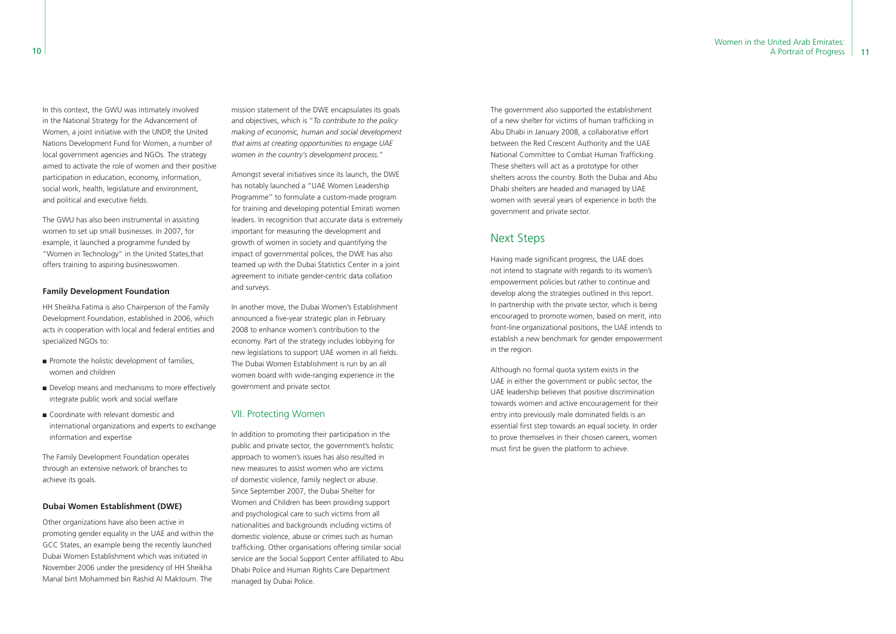In this context, the GWU was intimately involved in the National Strategy for the Advancement of Women, a joint initiative with the UNDP, the United Nations Development Fund for Women, a number of local government agencies and NGOs. The strategy aimed to activate the role of women and their positive participation in education, economy, information, social work, health, legislature and environment, and political and executive fields.

The GWU has also been instrumental in assisting women to set up small businesses. In 2007, for example, it launched a programme funded by "Women in Technology" in the United States,that offers training to aspiring businesswomen.

**Family Development Foundation**

HH Sheikha Fatima is also Chairperson of the Family Development Foundation, established in 2006, which acts in cooperation with local and federal entities and specialized NGOs to:

- Promote the holistic development of families, women and children
- Develop means and mechanisms to more effectively integrate public work and social welfare
- Coordinate with relevant domestic and international organizations and experts to exchange information and expertise

The Family Development Foundation operates through an extensive network of branches to achieve its goals.

**Dubai Women Establishment (DWE)**

Other organizations have also been active in promoting gender equality in the UAE and within the GCC States, an example being the recently launched Dubai Women Establishment which was initiated in November 2006 under the presidency of HH Sheikha Manal bint Mohammed bin Rashid Al Maktoum. The mission statement of the DWE encapsulates its goals and objectives, which is "*To contribute to the policy making of economic, human and social development that aims at creating opportunities to engage UAE women in the country's development process.*"

Amongst several initiatives since its launch, the DWE has notably launched a "UAE Women Leadership Programme" to formulate a custom-made program for training and developing potential Emirati women leaders. In recognition that accurate data is extremely important for measuring the development and growth of women in society and quantifying the impact of governmental polices, the DWE has also teamed up with the Dubai Statistics Center in a joint agreement to initiate gender-centric data collation and surveys.

In another move, the Dubai Women's Establishment announced a five-year strategic plan in February 2008 to enhance women's contribution to the economy. Part of the strategy includes lobbying for new legislations to support UAE women in all fields. The Dubai Women Establishment is run by an all women board with wide-ranging experience in the government and private sector.

## VII. Protecting Women

In addition to promoting their participation in the public and private sector, the government's holistic approach to women's issues has also resulted in new measures to assist women who are victims of domestic violence, family neglect or abuse. Since September 2007, the Dubai Shelter for Women and Children has been providing support and psychological care to such victims from all nationalities and backgrounds including victims of domestic violence, abuse or crimes such as human trafficking. Other organisations offering similar social service are the Social Support Center affiliated to Abu Dhabi Police and Human Rights Care Department managed by Dubai Police.

The government also supported the establishment of a new shelter for victims of human trafficking in Abu Dhabi in January 2008, a collaborative effort between the Red Crescent Authority and the UAE National Committee to Combat Human Trafficking. These shelters will act as a prototype for other shelters across the country. Both the Dubai and Abu Dhabi shelters are headed and managed by UAE women with several years of experience in both the government and private sector.

## Next Steps

Having made significant progress, the UAE does not intend to stagnate with regards to its women's empowerment policies but rather to continue and develop along the strategies outlined in this report. In partnership with the private sector, which is being encouraged to promote women, based on merit, into front-line organizational positions, the UAE intends to establish a new benchmark for gender empowerment in the region.

Although no formal quota system exists in the UAE in either the government or public sector, the UAE leadership believes that positive discrimination towards women and active encouragement for their entry into previously male dominated fields is an essential first step towards an equal society. In order to prove themselves in their chosen careers, women must first be given the platform to achieve.